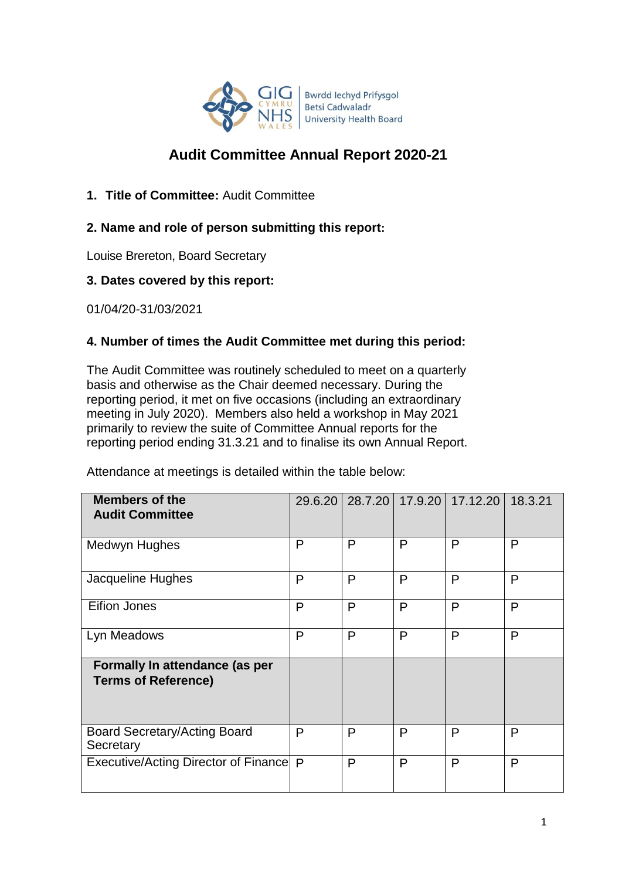# Audit Committee Annual Report 2020-21

1. **Title of Committee:** Audit Committee

**2. Name and role of person submitting this report:**

Louise Brereton, Board Secretary

**3. Dates covered by this report:**

01/04/20-31/03/2021

**4. Number of times the Audit Committee met during this period:**

The Audit Committee was routinely scheduled to meet on a quarterly basis and otherwise as the Chair deemed necessary. During the reporting period, it met on five occasions (including an extraordinary meeting in July 2020). Members also held a workshop in May 2021 primarily to review the suite of Committee Annual reports for the reporting period ending 31.3.21 and to finalise its own Annual Report.

Attendance at meetings is detailed within the table below:

| **Members of the Audit Committee** | 29.6.20 | 28.7.20 | 17.9.20 | 17.12.20 | 18.3.21 |
|---|---|---|---|---|---|
| Medwyn Hughes | P | P | P | P | P |
| Jacqueline Hughes | P | P | P | P | P |
| Eifion Jones | P | P | P | P | P |
| Lyn Meadows | P | P | P | P | P |
| **Formally In attendance (as per Terms of Reference)** | | | | | |
| Board Secretary/Acting Board Secretary | P | P | P | P | P |
| Executive/Acting Director of Finance | P | P | P | P | P |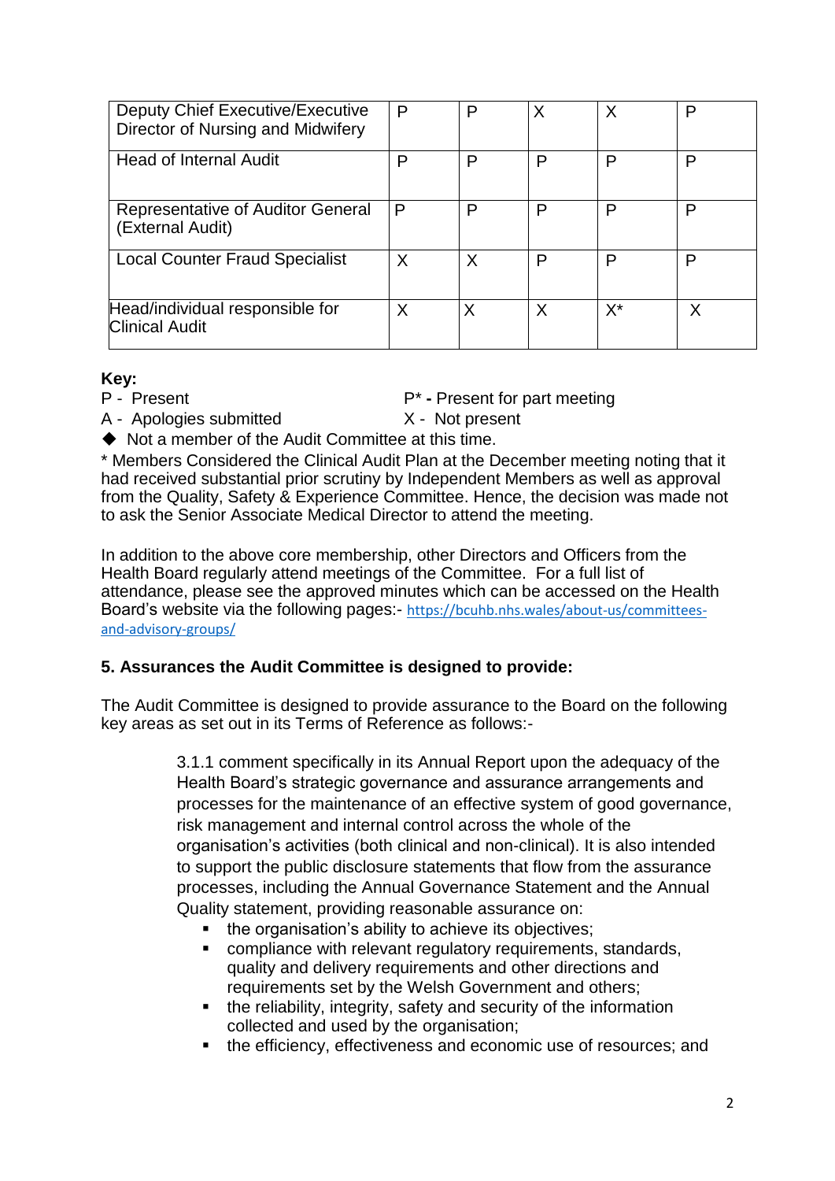| | | | | | |
|---|---|---|---|---|---|
| Deputy Chief Executive/Executive Director of Nursing and Midwifery | P | P | X | X | P |
| Head of Internal Audit | P | P | P | P | P |
| Representative of Auditor General (External Audit) | P | P | P | P | P |
| Local Counter Fraud Specialist | X | X | P | P | P |
| Head/individual responsible for Clinical Audit | X | X | X | X* | X |

**Key:**

P - Present P* **-** Present for part meeting

A - Apologies submitted X - Not present

◆ Not a member of the Audit Committee at this time.

* Members Considered the Clinical Audit Plan at the December meeting noting that it had received substantial prior scrutiny by Independent Members as well as approval from the Quality, Safety & Experience Committee. Hence, the decision was made not to ask the Senior Associate Medical Director to attend the meeting.

In addition to the above core membership, other Directors and Officers from the Health Board regularly attend meetings of the Committee. For a full list of attendance, please see the approved minutes which can be accessed on the Health Board's website via the following pages:- https://bcuhb.nhs.wales/about-us/committees-and-advisory-groups/

**5. Assurances the Audit Committee is designed to provide:**

The Audit Committee is designed to provide assurance to the Board on the following key areas as set out in its Terms of Reference as follows:-

> 3.1.1 comment specifically in its Annual Report upon the adequacy of the Health Board's strategic governance and assurance arrangements and processes for the maintenance of an effective system of good governance, risk management and internal control across the whole of the organisation's activities (both clinical and non-clinical). It is also intended to support the public disclosure statements that flow from the assurance processes, including the Annual Governance Statement and the Annual Quality statement, providing reasonable assurance on:
>
> - the organisation's ability to achieve its objectives;
> - compliance with relevant regulatory requirements, standards, quality and delivery requirements and other directions and requirements set by the Welsh Government and others;
> - the reliability, integrity, safety and security of the information collected and used by the organisation;
> - the efficiency, effectiveness and economic use of resources; and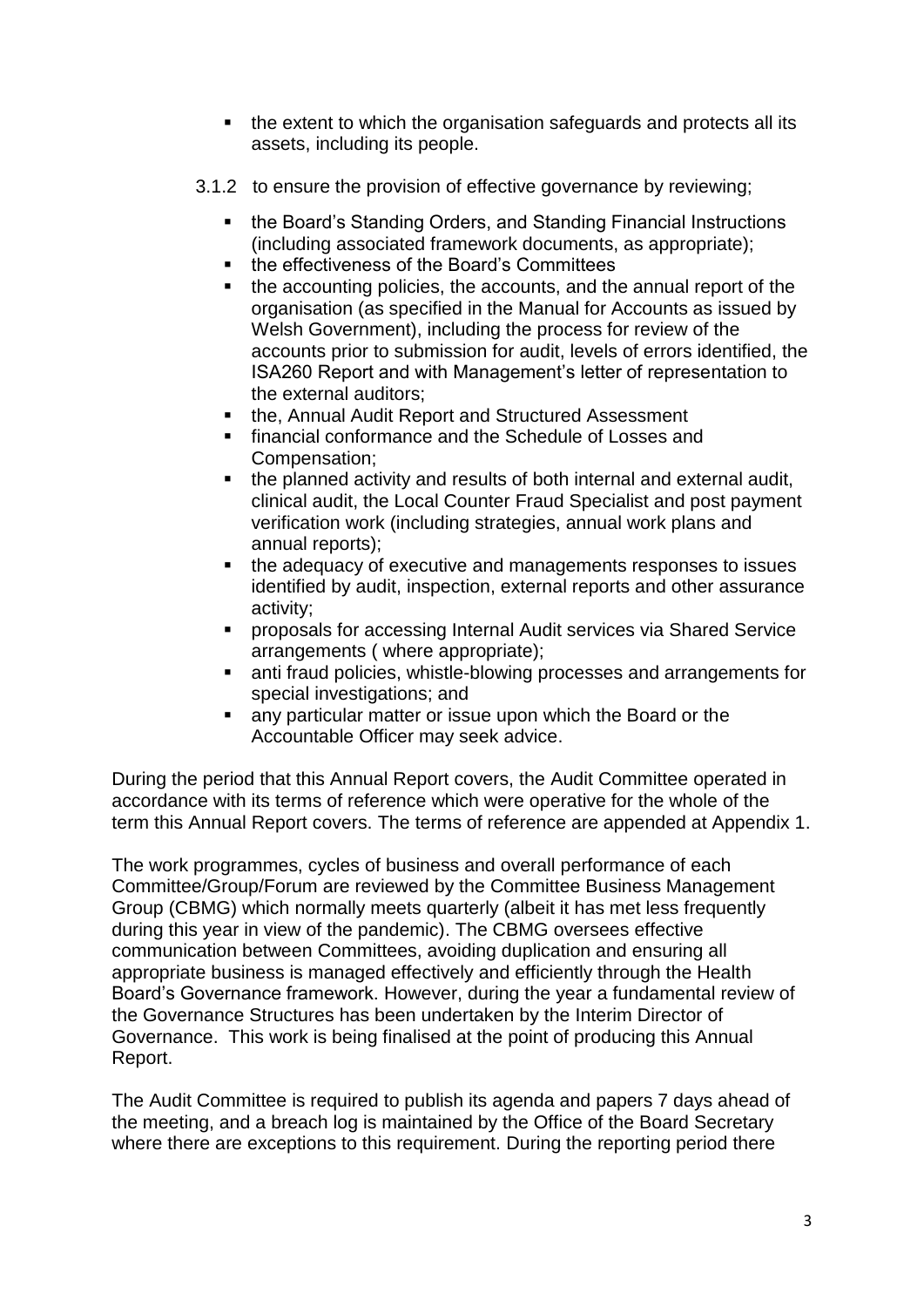- the extent to which the organisation safeguards and protects all its assets, including its people.

3.1.2 to ensure the provision of effective governance by reviewing;

- the Board's Standing Orders, and Standing Financial Instructions (including associated framework documents, as appropriate);
- the effectiveness of the Board's Committees
- the accounting policies, the accounts, and the annual report of the organisation (as specified in the Manual for Accounts as issued by Welsh Government), including the process for review of the accounts prior to submission for audit, levels of errors identified, the ISA260 Report and with Management's letter of representation to the external auditors;
- the, Annual Audit Report and Structured Assessment
- financial conformance and the Schedule of Losses and Compensation;
- the planned activity and results of both internal and external audit, clinical audit, the Local Counter Fraud Specialist and post payment verification work (including strategies, annual work plans and annual reports);
- the adequacy of executive and managements responses to issues identified by audit, inspection, external reports and other assurance activity;
- proposals for accessing Internal Audit services via Shared Service arrangements ( where appropriate);
- anti fraud policies, whistle-blowing processes and arrangements for special investigations; and
- any particular matter or issue upon which the Board or the Accountable Officer may seek advice.

During the period that this Annual Report covers, the Audit Committee operated in accordance with its terms of reference which were operative for the whole of the term this Annual Report covers. The terms of reference are appended at Appendix 1.

The work programmes, cycles of business and overall performance of each Committee/Group/Forum are reviewed by the Committee Business Management Group (CBMG) which normally meets quarterly (albeit it has met less frequently during this year in view of the pandemic). The CBMG oversees effective communication between Committees, avoiding duplication and ensuring all appropriate business is managed effectively and efficiently through the Health Board's Governance framework. However, during the year a fundamental review of the Governance Structures has been undertaken by the Interim Director of Governance. This work is being finalised at the point of producing this Annual Report.

The Audit Committee is required to publish its agenda and papers 7 days ahead of the meeting, and a breach log is maintained by the Office of the Board Secretary where there are exceptions to this requirement. During the reporting period there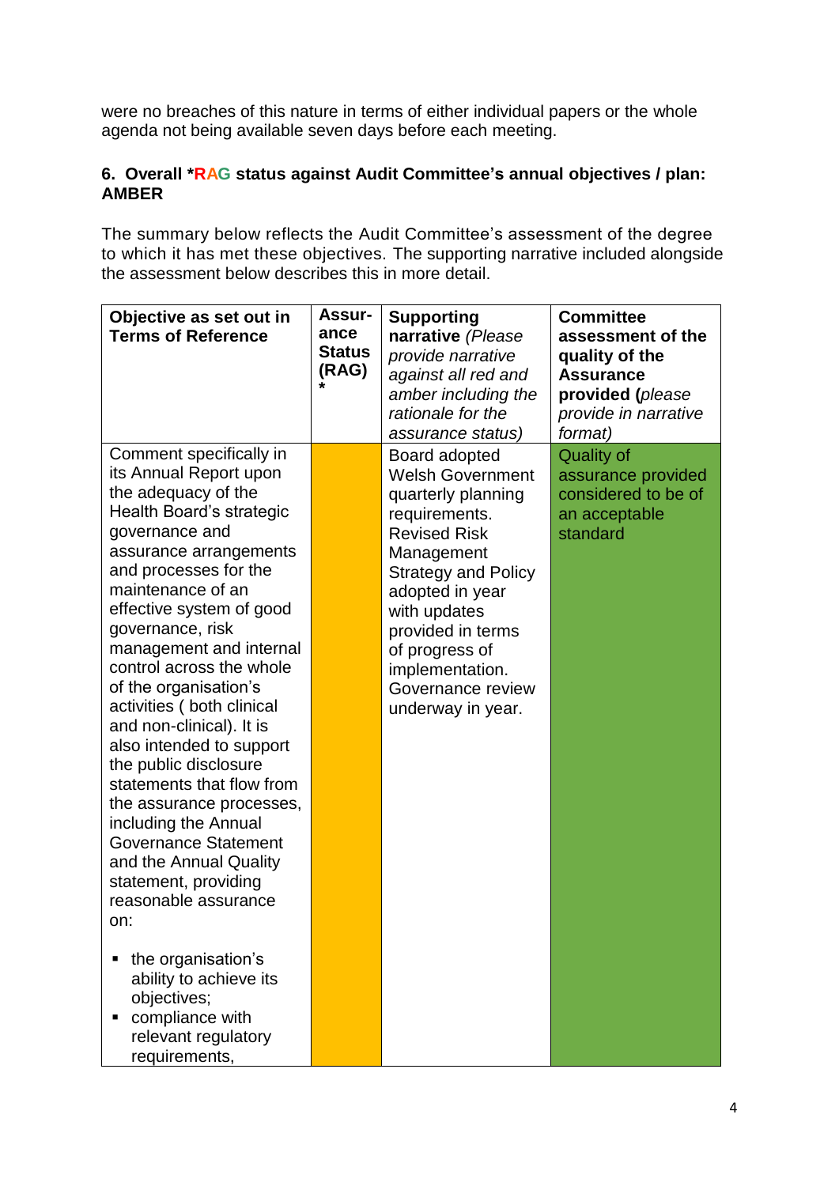were no breaches of this nature in terms of either individual papers or the whole agenda not being available seven days before each meeting.

### 6. Overall *RAG status against Audit Committee's annual objectives / plan: AMBER

The summary below reflects the Audit Committee's assessment of the degree to which it has met these objectives. The supporting narrative included alongside the assessment below describes this in more detail.

| Objective as set out in Terms of Reference | Assurance Status (RAG) * | Supporting narrative *(Please provide narrative against all red and amber including the rationale for the assurance status)* | Committee assessment of the quality of the Assurance provided *(please provide in narrative format)* |
|---|---|---|---|
| Comment specifically in its Annual Report upon the adequacy of the Health Board's strategic governance and assurance arrangements and processes for the maintenance of an effective system of good governance, risk management and internal control across the whole of the organisation's activities ( both clinical and non-clinical). It is also intended to support the public disclosure statements that flow from the assurance processes, including the Annual Governance Statement and the Annual Quality statement, providing reasonable assurance on:<br><br>▪ the organisation's ability to achieve its objectives;<br>▪ compliance with relevant regulatory requirements, | AMBER | Board adopted Welsh Government quarterly planning requirements. Revised Risk Management Strategy and Policy adopted in year with updates provided in terms of progress of implementation. Governance review underway in year. | Quality of assurance provided considered to be of an acceptable standard |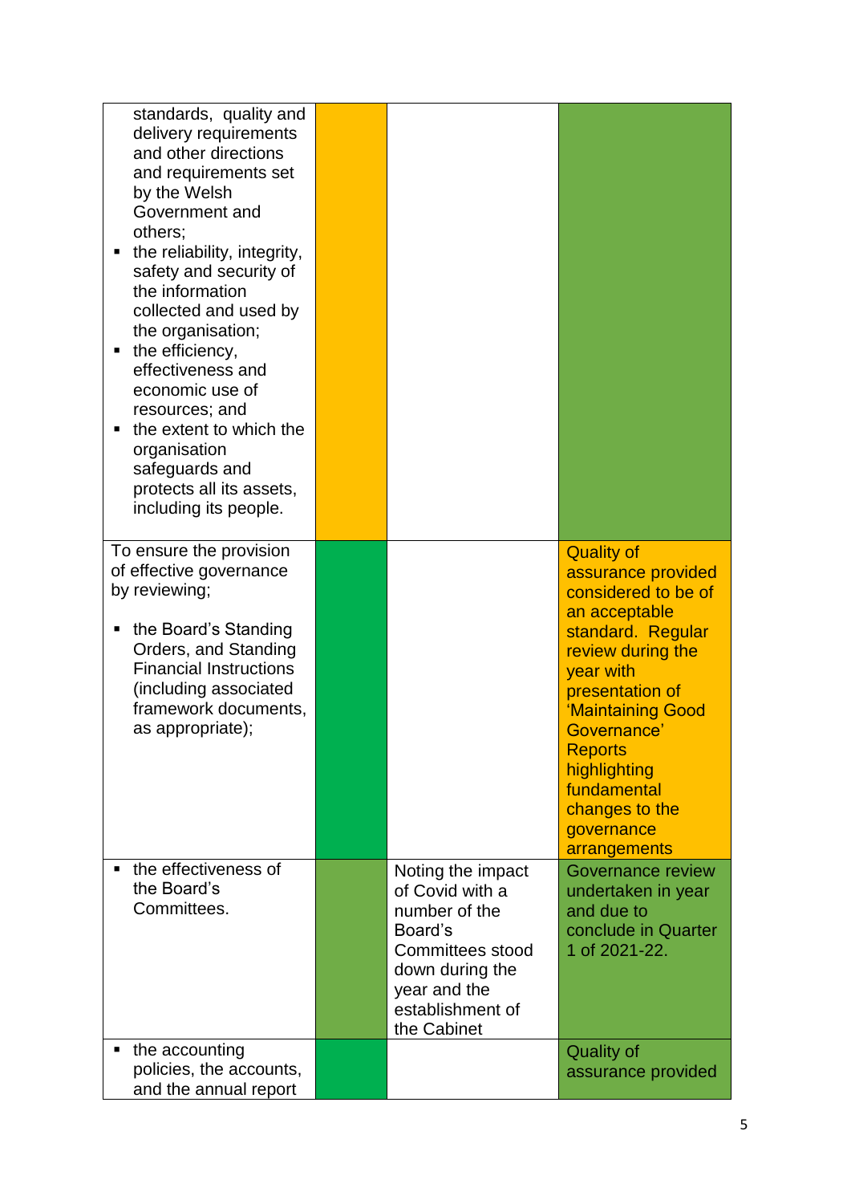| | | | |
|---|---|---|---|
| standards, quality and delivery requirements and other directions and requirements set by the Welsh Government and others;<br>▪ the reliability, integrity, safety and security of the information collected and used by the organisation;<br>▪ the efficiency, effectiveness and economic use of resources; and<br>▪ the extent to which the organisation safeguards and protects all its assets, including its people. | | | |
| To ensure the provision of effective governance by reviewing;<br>▪ the Board's Standing Orders, and Standing Financial Instructions (including associated framework documents, as appropriate); | | | Quality of assurance provided considered to be of an acceptable standard. Regular review during the year with presentation of 'Maintaining Good Governance' Reports highlighting fundamental changes to the governance arrangements |
| ▪ the effectiveness of the Board's Committees. | | Noting the impact of Covid with a number of the Board's Committees stood down during the year and the establishment of the Cabinet | Governance review undertaken in year and due to conclude in Quarter 1 of 2021-22. |
| ▪ the accounting policies, the accounts, and the annual report | | | Quality of assurance provided |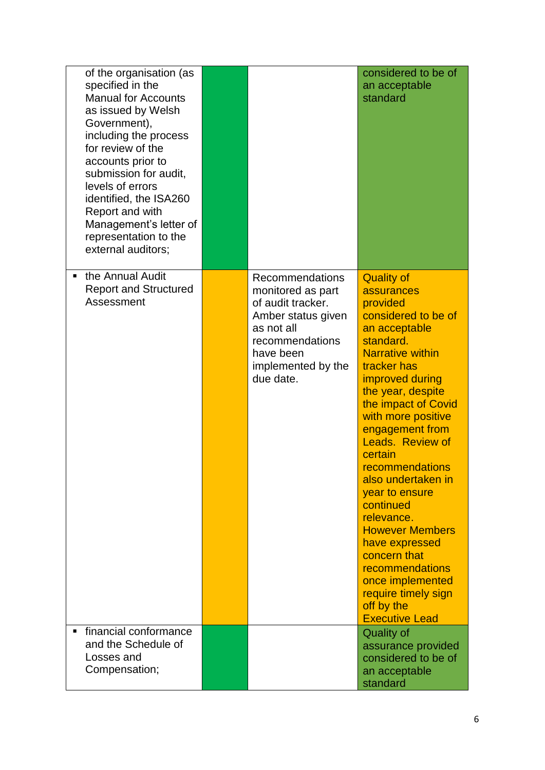| | | | |
|---|---|---|---|
| of the organisation (as specified in the Manual for Accounts as issued by Welsh Government), including the process for review of the accounts prior to submission for audit, levels of errors identified, the ISA260 Report and with Management's letter of representation to the external auditors; | | | considered to be of an acceptable standard |
| ▪ the Annual Audit Report and Structured Assessment | | Recommendations monitored as part of audit tracker. Amber status given as not all recommendations have been implemented by the due date. | Quality of assurances provided considered to be of an acceptable standard. Narrative within tracker has improved during the year, despite the impact of Covid with more positive engagement from Leads. Review of certain recommendations also undertaken in year to ensure continued relevance. However Members have expressed concern that recommendations once implemented require timely sign off by the Executive Lead |
| ▪ financial conformance and the Schedule of Losses and Compensation; | | | Quality of assurance provided considered to be of an acceptable standard |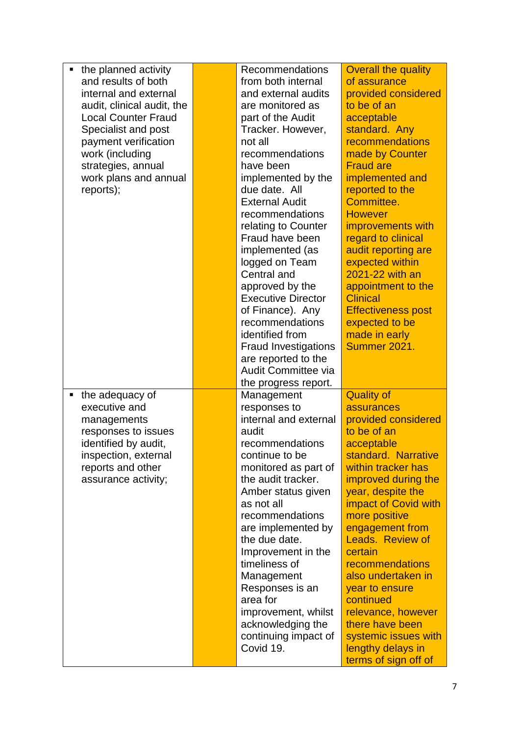| | | | |
|---|---|---|---|
| ▪ the planned activity and results of both internal and external audit, clinical audit, the Local Counter Fraud Specialist and post payment verification work (including strategies, annual work plans and annual reports); | | Recommendations from both internal and external audits are monitored as part of the Audit Tracker. However, not all recommendations have been implemented by the due date. All External Audit recommendations relating to Counter Fraud have been implemented (as logged on Team Central and approved by the Executive Director of Finance). Any recommendations identified from Fraud Investigations are reported to the Audit Committee via the progress report. | Overall the quality of assurance provided considered to be of an acceptable standard. Any recommendations made by Counter Fraud are implemented and reported to the Committee. However improvements with regard to clinical audit reporting are expected within 2021-22 with an appointment to the Clinical Effectiveness post expected to be made in early Summer 2021. |
| ▪ the adequacy of executive and managements responses to issues identified by audit, inspection, external reports and other assurance activity; | | Management responses to internal and external audit recommendations continue to be monitored as part of the audit tracker. Amber status given as not all recommendations are implemented by the due date. Improvement in the timeliness of Management Responses is an area for improvement, whilst acknowledging the continuing impact of Covid 19. | Quality of assurances provided considered to be of an acceptable standard. Narrative within tracker has improved during the year, despite the impact of Covid with more positive engagement from Leads. Review of certain recommendations also undertaken in year to ensure continued relevance, however there have been systemic issues with lengthy delays in terms of sign off of |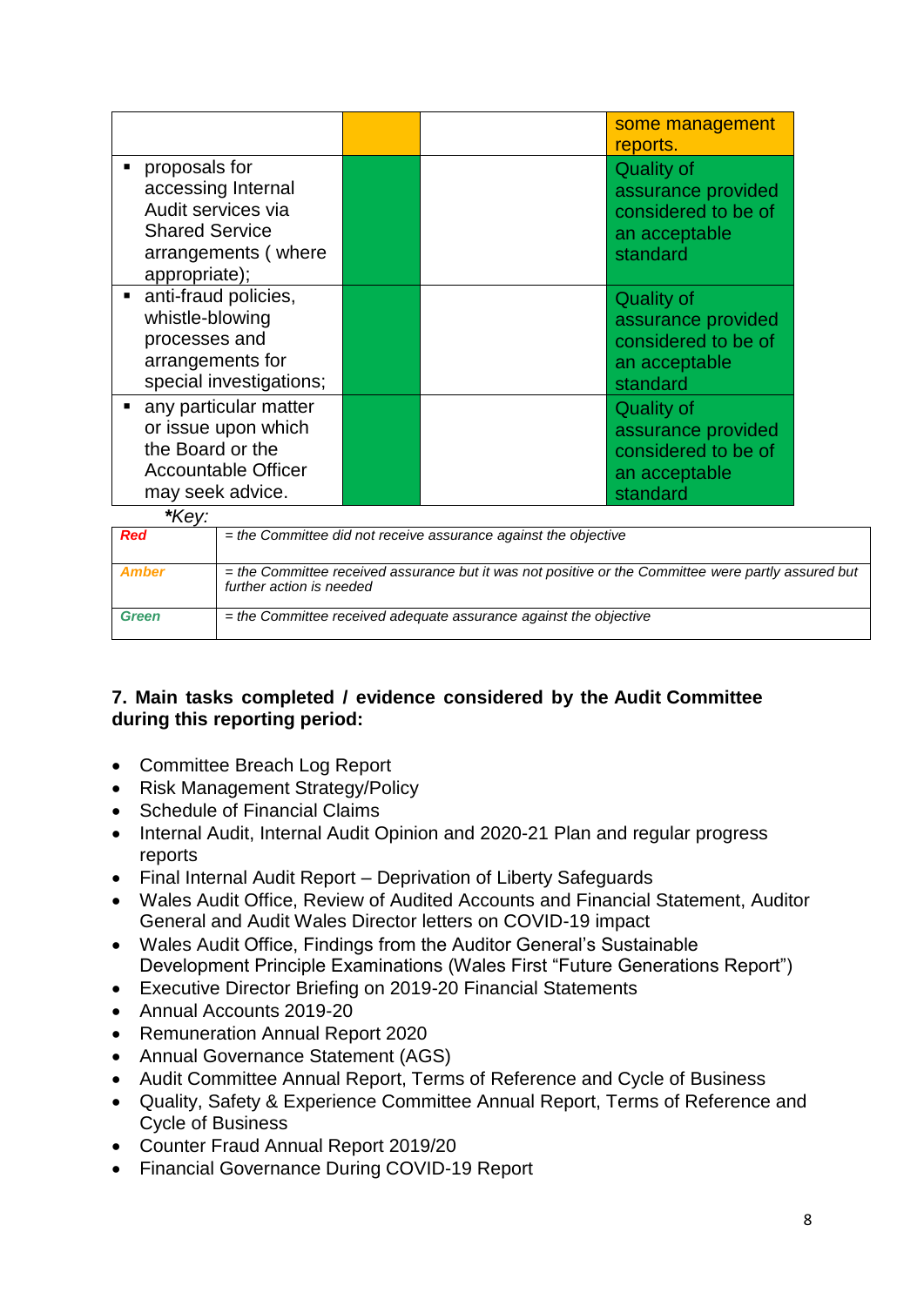| | | | |
|---|---|---|---|
| | | | some management reports. |
| ▪ proposals for accessing Internal Audit services via Shared Service arrangements ( where appropriate); | | | Quality of assurance provided considered to be of an acceptable standard |
| ▪ anti-fraud policies, whistle-blowing processes and arrangements for special investigations; | | | Quality of assurance provided considered to be of an acceptable standard |
| ▪ any particular matter or issue upon which the Board or the Accountable Officer may seek advice. | | | Quality of assurance provided considered to be of an acceptable standard |

***Key:***

| | |
|---|---|
| ***Red*** | *= the Committee did not receive assurance against the objective* |
| ***Amber*** | *= the Committee received assurance but it was not positive or the Committee were partly assured but further action is needed* |
| ***Green*** | *= the Committee received adequate assurance against the objective* |

**7. Main tasks completed / evidence considered by the Audit Committee during this reporting period:**

- Committee Breach Log Report
- Risk Management Strategy/Policy
- Schedule of Financial Claims
- Internal Audit, Internal Audit Opinion and 2020-21 Plan and regular progress reports
- Final Internal Audit Report – Deprivation of Liberty Safeguards
- Wales Audit Office, Review of Audited Accounts and Financial Statement, Auditor General and Audit Wales Director letters on COVID-19 impact
- Wales Audit Office, Findings from the Auditor General's Sustainable Development Principle Examinations (Wales First "Future Generations Report")
- Executive Director Briefing on 2019-20 Financial Statements
- Annual Accounts 2019-20
- Remuneration Annual Report 2020
- Annual Governance Statement (AGS)
- Audit Committee Annual Report, Terms of Reference and Cycle of Business
- Quality, Safety & Experience Committee Annual Report, Terms of Reference and Cycle of Business
- Counter Fraud Annual Report 2019/20
- Financial Governance During COVID-19 Report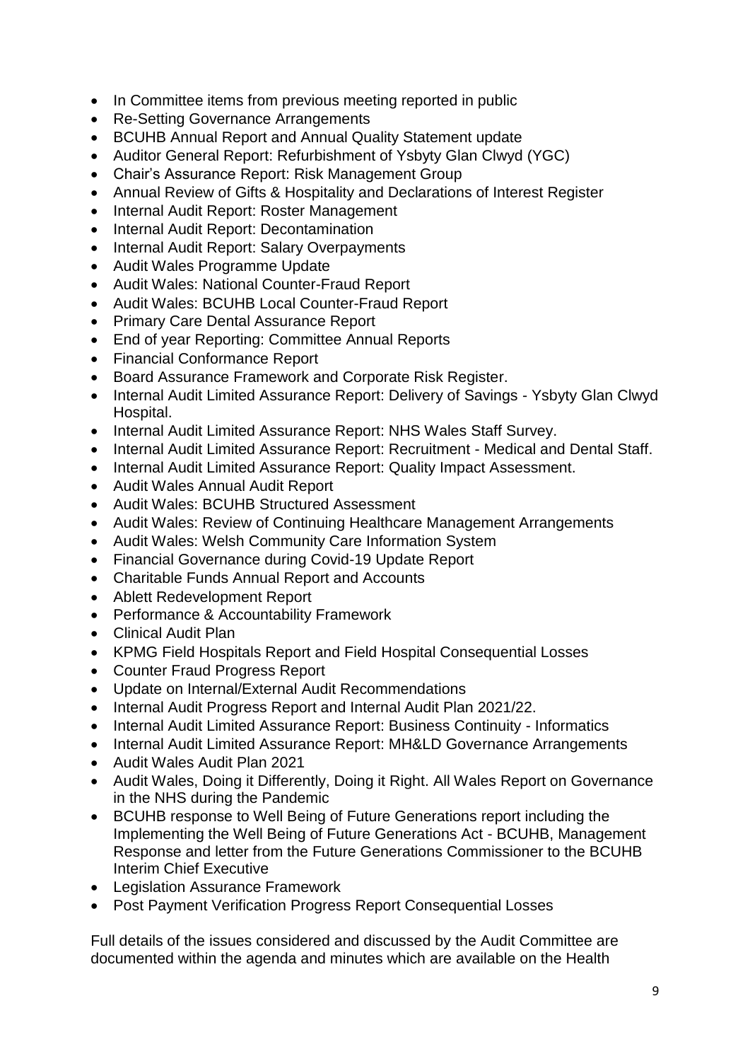- In Committee items from previous meeting reported in public
- Re-Setting Governance Arrangements
- BCUHB Annual Report and Annual Quality Statement update
- Auditor General Report: Refurbishment of Ysbyty Glan Clwyd (YGC)
- Chair's Assurance Report: Risk Management Group
- Annual Review of Gifts & Hospitality and Declarations of Interest Register
- Internal Audit Report: Roster Management
- Internal Audit Report: Decontamination
- Internal Audit Report: Salary Overpayments
- Audit Wales Programme Update
- Audit Wales: National Counter-Fraud Report
- Audit Wales: BCUHB Local Counter-Fraud Report
- Primary Care Dental Assurance Report
- End of year Reporting: Committee Annual Reports
- Financial Conformance Report
- Board Assurance Framework and Corporate Risk Register.
- Internal Audit Limited Assurance Report: Delivery of Savings - Ysbyty Glan Clwyd Hospital.
- Internal Audit Limited Assurance Report: NHS Wales Staff Survey.
- Internal Audit Limited Assurance Report: Recruitment - Medical and Dental Staff.
- Internal Audit Limited Assurance Report: Quality Impact Assessment.
- Audit Wales Annual Audit Report
- Audit Wales: BCUHB Structured Assessment
- Audit Wales: Review of Continuing Healthcare Management Arrangements
- Audit Wales: Welsh Community Care Information System
- Financial Governance during Covid-19 Update Report
- Charitable Funds Annual Report and Accounts
- Ablett Redevelopment Report
- Performance & Accountability Framework
- Clinical Audit Plan
- KPMG Field Hospitals Report and Field Hospital Consequential Losses
- Counter Fraud Progress Report
- Update on Internal/External Audit Recommendations
- Internal Audit Progress Report and Internal Audit Plan 2021/22.
- Internal Audit Limited Assurance Report: Business Continuity - Informatics
- Internal Audit Limited Assurance Report: MH&LD Governance Arrangements
- Audit Wales Audit Plan 2021
- Audit Wales, Doing it Differently, Doing it Right. All Wales Report on Governance in the NHS during the Pandemic
- BCUHB response to Well Being of Future Generations report including the Implementing the Well Being of Future Generations Act - BCUHB, Management Response and letter from the Future Generations Commissioner to the BCUHB Interim Chief Executive
- Legislation Assurance Framework
- Post Payment Verification Progress Report Consequential Losses

Full details of the issues considered and discussed by the Audit Committee are documented within the agenda and minutes which are available on the Health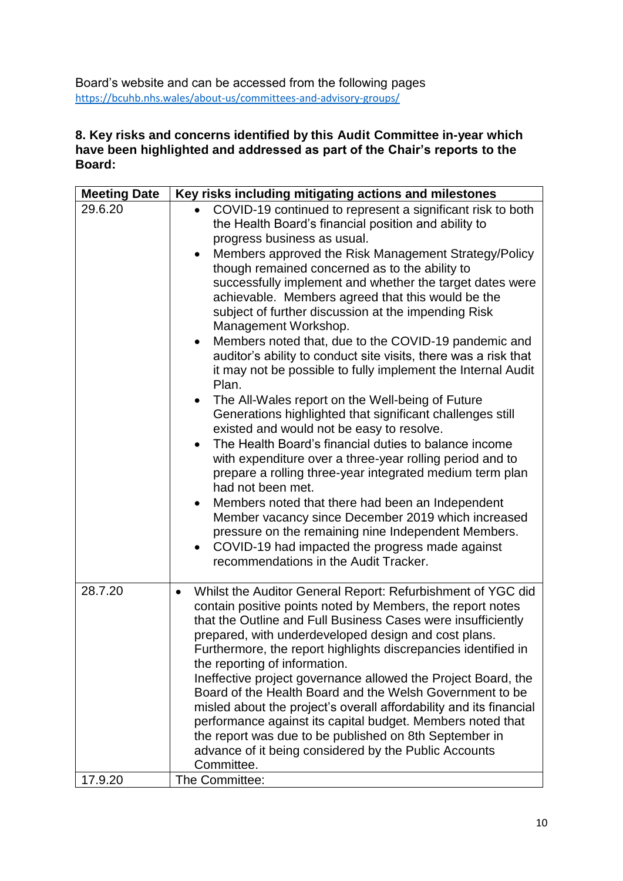Board's website and can be accessed from the following pages
https://bcuhb.nhs.wales/about-us/committees-and-advisory-groups/

**8. Key risks and concerns identified by this Audit Committee in-year which have been highlighted and addressed as part of the Chair's reports to the Board:**

| Meeting Date | Key risks including mitigating actions and milestones |
|---|---|
| 29.6.20 | • COVID-19 continued to represent a significant risk to both the Health Board's financial position and ability to progress business as usual.<br>• Members approved the Risk Management Strategy/Policy though remained concerned as to the ability to successfully implement and whether the target dates were achievable. Members agreed that this would be the subject of further discussion at the impending Risk Management Workshop.<br>• Members noted that, due to the COVID-19 pandemic and auditor's ability to conduct site visits, there was a risk that it may not be possible to fully implement the Internal Audit Plan.<br>• The All-Wales report on the Well-being of Future Generations highlighted that significant challenges still existed and would not be easy to resolve.<br>• The Health Board's financial duties to balance income with expenditure over a three-year rolling period and to prepare a rolling three-year integrated medium term plan had not been met.<br>• Members noted that there had been an Independent Member vacancy since December 2019 which increased pressure on the remaining nine Independent Members.<br>• COVID-19 had impacted the progress made against recommendations in the Audit Tracker. |
| 28.7.20 | • Whilst the Auditor General Report: Refurbishment of YGC did contain positive points noted by Members, the report notes that the Outline and Full Business Cases were insufficiently prepared, with underdeveloped design and cost plans. Furthermore, the report highlights discrepancies identified in the reporting of information.<br>Ineffective project governance allowed the Project Board, the Board of the Health Board and the Welsh Government to be misled about the project's overall affordability and its financial performance against its capital budget. Members noted that the report was due to be published on 8th September in advance of it being considered by the Public Accounts Committee. |
| 17.9.20 | The Committee: |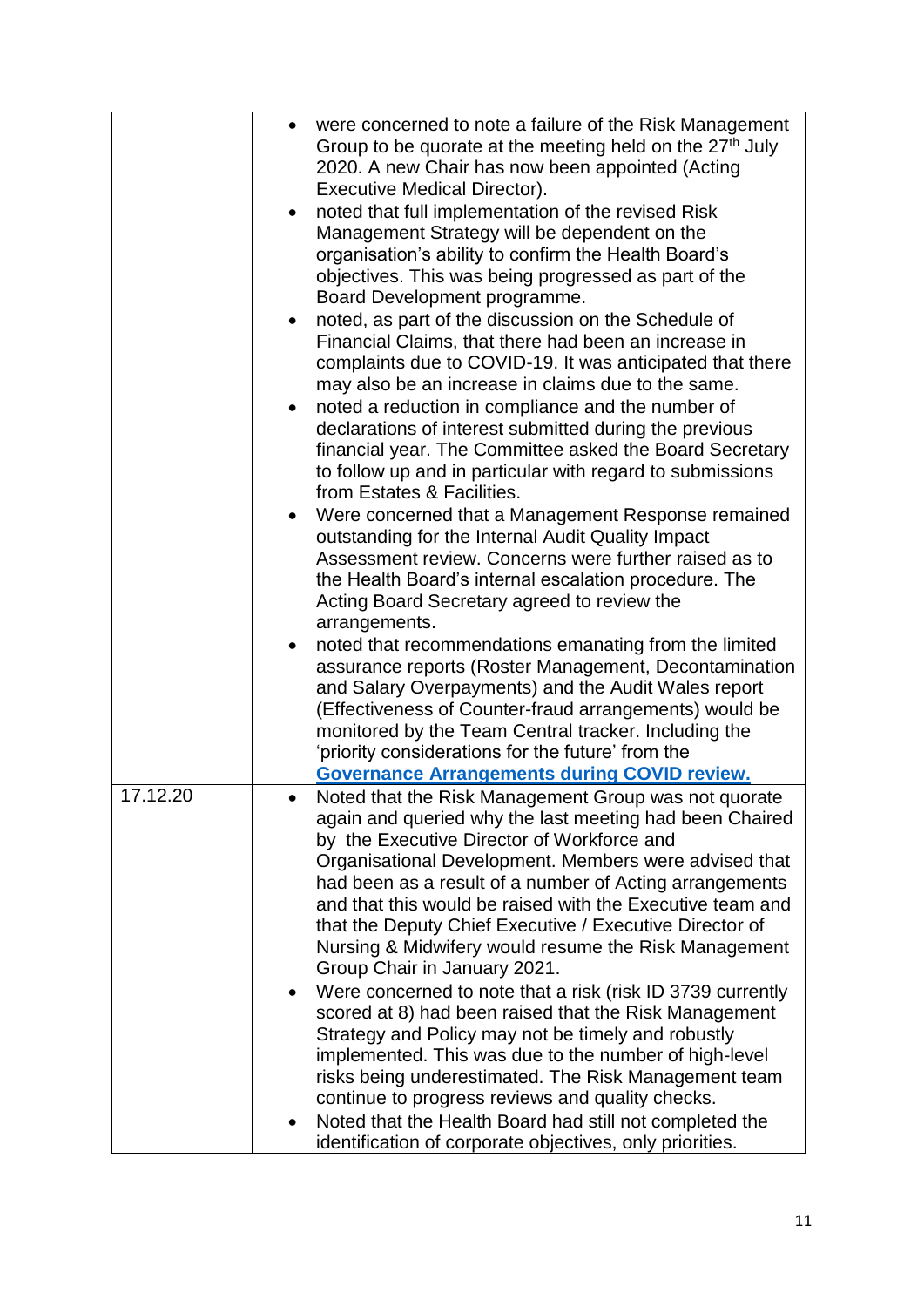| | |
|---|---|
| | <ul><li>were concerned to note a failure of the Risk Management Group to be quorate at the meeting held on the 27th July 2020. A new Chair has now been appointed (Acting Executive Medical Director).</li><li>noted that full implementation of the revised Risk Management Strategy will be dependent on the organisation's ability to confirm the Health Board's objectives. This was being progressed as part of the Board Development programme.</li><li>noted, as part of the discussion on the Schedule of Financial Claims, that there had been an increase in complaints due to COVID-19. It was anticipated that there may also be an increase in claims due to the same.</li><li>noted a reduction in compliance and the number of declarations of interest submitted during the previous financial year. The Committee asked the Board Secretary to follow up and in particular with regard to submissions from Estates & Facilities.</li><li>Were concerned that a Management Response remained outstanding for the Internal Audit Quality Impact Assessment review. Concerns were further raised as to the Health Board's internal escalation procedure. The Acting Board Secretary agreed to review the arrangements.</li><li>noted that recommendations emanating from the limited assurance reports (Roster Management, Decontamination and Salary Overpayments) and the Audit Wales report (Effectiveness of Counter-fraud arrangements) would be monitored by the Team Central tracker. Including the 'priority considerations for the future' from the **Governance Arrangements during COVID review.**</li></ul> |
| 17.12.20 | <ul><li>Noted that the Risk Management Group was not quorate again and queried why the last meeting had been Chaired by the Executive Director of Workforce and Organisational Development. Members were advised that had been as a result of a number of Acting arrangements and that this would be raised with the Executive team and that the Deputy Chief Executive / Executive Director of Nursing & Midwifery would resume the Risk Management Group Chair in January 2021.</li><li>Were concerned to note that a risk (risk ID 3739 currently scored at 8) had been raised that the Risk Management Strategy and Policy may not be timely and robustly implemented. This was due to the number of high-level risks being underestimated. The Risk Management team continue to progress reviews and quality checks.</li><li>Noted that the Health Board had still not completed the identification of corporate objectives, only priorities.</li></ul> |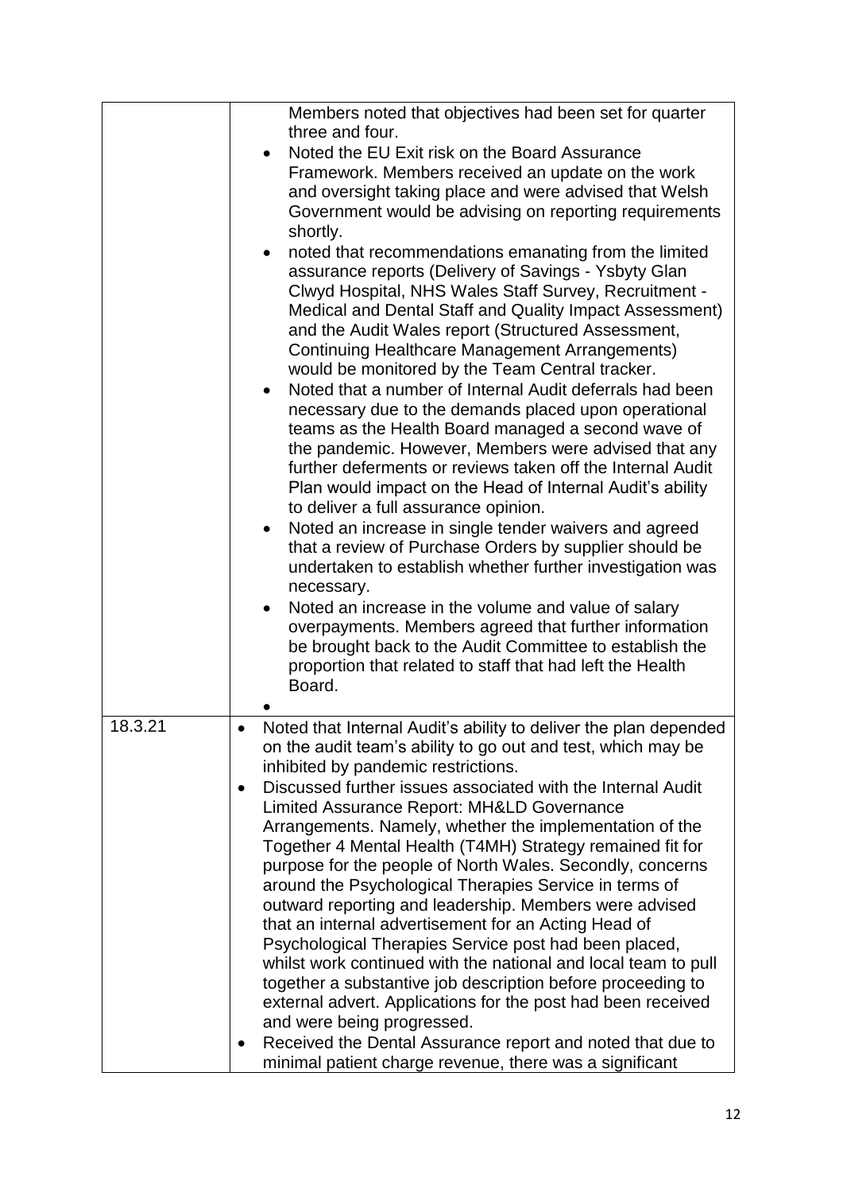| | |
|---|---|
| | Members noted that objectives had been set for quarter three and four.<br>• Noted the EU Exit risk on the Board Assurance Framework. Members received an update on the work and oversight taking place and were advised that Welsh Government would be advising on reporting requirements shortly.<br>• noted that recommendations emanating from the limited assurance reports (Delivery of Savings - Ysbyty Glan Clwyd Hospital, NHS Wales Staff Survey, Recruitment - Medical and Dental Staff and Quality Impact Assessment) and the Audit Wales report (Structured Assessment, Continuing Healthcare Management Arrangements) would be monitored by the Team Central tracker.<br>• Noted that a number of Internal Audit deferrals had been necessary due to the demands placed upon operational teams as the Health Board managed a second wave of the pandemic. However, Members were advised that any further deferments or reviews taken off the Internal Audit Plan would impact on the Head of Internal Audit's ability to deliver a full assurance opinion.<br>• Noted an increase in single tender waivers and agreed that a review of Purchase Orders by supplier should be undertaken to establish whether further investigation was necessary.<br>• Noted an increase in the volume and value of salary overpayments. Members agreed that further information be brought back to the Audit Committee to establish the proportion that related to staff that had left the Health Board.<br>• |
| 18.3.21 | • Noted that Internal Audit's ability to deliver the plan depended on the audit team's ability to go out and test, which may be inhibited by pandemic restrictions.<br>• Discussed further issues associated with the Internal Audit Limited Assurance Report: MH&LD Governance Arrangements. Namely, whether the implementation of the Together 4 Mental Health (T4MH) Strategy remained fit for purpose for the people of North Wales. Secondly, concerns around the Psychological Therapies Service in terms of outward reporting and leadership. Members were advised that an internal advertisement for an Acting Head of Psychological Therapies Service post had been placed, whilst work continued with the national and local team to pull together a substantive job description before proceeding to external advert. Applications for the post had been received and were being progressed.<br>• Received the Dental Assurance report and noted that due to minimal patient charge revenue, there was a significant |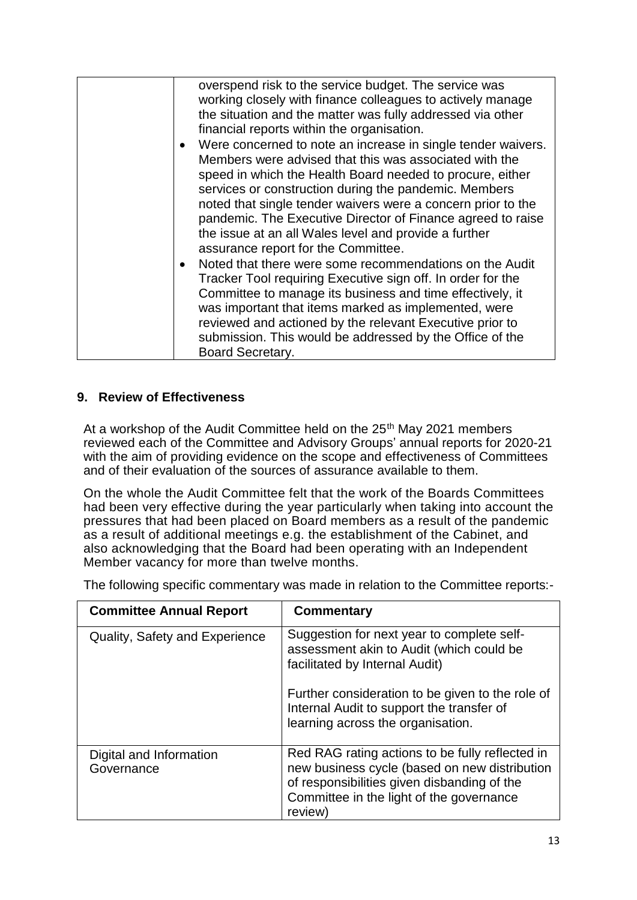| | |
|---|---|
| | overspend risk to the service budget. The service was working closely with finance colleagues to actively manage the situation and the matter was fully addressed via other financial reports within the organisation.<br>• Were concerned to note an increase in single tender waivers. Members were advised that this was associated with the speed in which the Health Board needed to procure, either services or construction during the pandemic. Members noted that single tender waivers were a concern prior to the pandemic. The Executive Director of Finance agreed to raise the issue at an all Wales level and provide a further assurance report for the Committee.<br>• Noted that there were some recommendations on the Audit Tracker Tool requiring Executive sign off. In order for the Committee to manage its business and time effectively, it was important that items marked as implemented, were reviewed and actioned by the relevant Executive prior to submission. This would be addressed by the Office of the Board Secretary. |

## 9. Review of Effectiveness

At a workshop of the Audit Committee held on the 25th May 2021 members reviewed each of the Committee and Advisory Groups' annual reports for 2020-21 with the aim of providing evidence on the scope and effectiveness of Committees and of their evaluation of the sources of assurance available to them.

On the whole the Audit Committee felt that the work of the Boards Committees had been very effective during the year particularly when taking into account the pressures that had been placed on Board members as a result of the pandemic as a result of additional meetings e.g. the establishment of the Cabinet, and also acknowledging that the Board had been operating with an Independent Member vacancy for more than twelve months.

The following specific commentary was made in relation to the Committee reports:-

| Committee Annual Report | Commentary |
|---|---|
| Quality, Safety and Experience | Suggestion for next year to complete self-assessment akin to Audit (which could be facilitated by Internal Audit)<br><br>Further consideration to be given to the role of Internal Audit to support the transfer of learning across the organisation. |
| Digital and Information Governance | Red RAG rating actions to be fully reflected in new business cycle (based on new distribution of responsibilities given disbanding of the Committee in the light of the governance review) |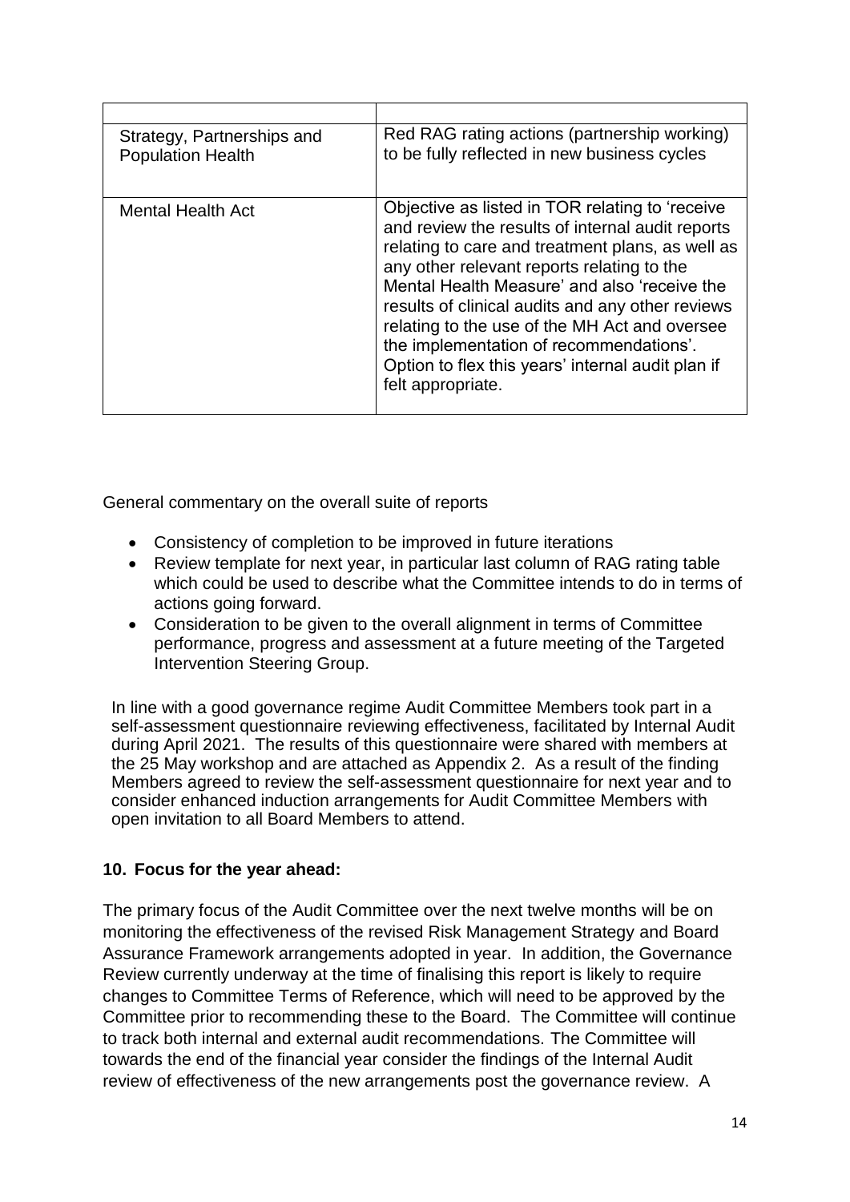| | |
|---|---|
| Strategy, Partnerships and Population Health | Red RAG rating actions (partnership working) to be fully reflected in new business cycles |
| Mental Health Act | Objective as listed in TOR relating to 'receive and review the results of internal audit reports relating to care and treatment plans, as well as any other relevant reports relating to the Mental Health Measure' and also 'receive the results of clinical audits and any other reviews relating to the use of the MH Act and oversee the implementation of recommendations'. Option to flex this years' internal audit plan if felt appropriate. |

General commentary on the overall suite of reports

- Consistency of completion to be improved in future iterations
- Review template for next year, in particular last column of RAG rating table which could be used to describe what the Committee intends to do in terms of actions going forward.
- Consideration to be given to the overall alignment in terms of Committee performance, progress and assessment at a future meeting of the Targeted Intervention Steering Group.

In line with a good governance regime Audit Committee Members took part in a self-assessment questionnaire reviewing effectiveness, facilitated by Internal Audit during April 2021. The results of this questionnaire were shared with members at the 25 May workshop and are attached as Appendix 2. As a result of the finding Members agreed to review the self-assessment questionnaire for next year and to consider enhanced induction arrangements for Audit Committee Members with open invitation to all Board Members to attend.

## 10. Focus for the year ahead:

The primary focus of the Audit Committee over the next twelve months will be on monitoring the effectiveness of the revised Risk Management Strategy and Board Assurance Framework arrangements adopted in year. In addition, the Governance Review currently underway at the time of finalising this report is likely to require changes to Committee Terms of Reference, which will need to be approved by the Committee prior to recommending these to the Board. The Committee will continue to track both internal and external audit recommendations. The Committee will towards the end of the financial year consider the findings of the Internal Audit review of effectiveness of the new arrangements post the governance review. A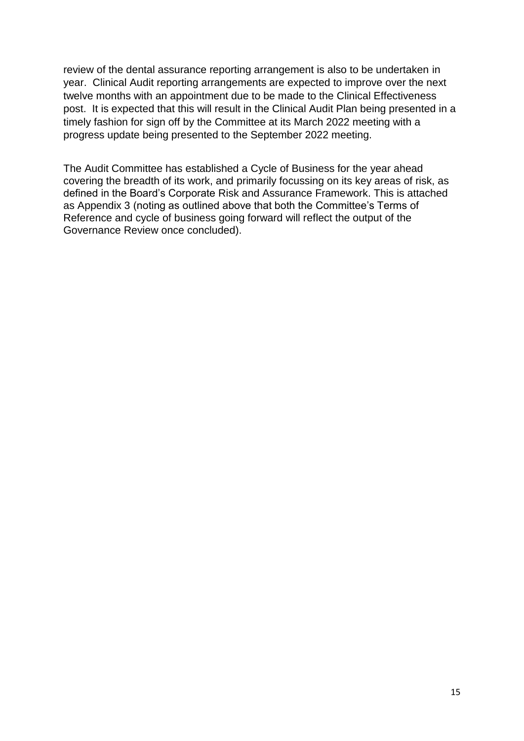review of the dental assurance reporting arrangement is also to be undertaken in year. Clinical Audit reporting arrangements are expected to improve over the next twelve months with an appointment due to be made to the Clinical Effectiveness post. It is expected that this will result in the Clinical Audit Plan being presented in a timely fashion for sign off by the Committee at its March 2022 meeting with a progress update being presented to the September 2022 meeting.

The Audit Committee has established a Cycle of Business for the year ahead covering the breadth of its work, and primarily focussing on its key areas of risk, as defined in the Board's Corporate Risk and Assurance Framework. This is attached as Appendix 3 (noting as outlined above that both the Committee's Terms of Reference and cycle of business going forward will reflect the output of the Governance Review once concluded).